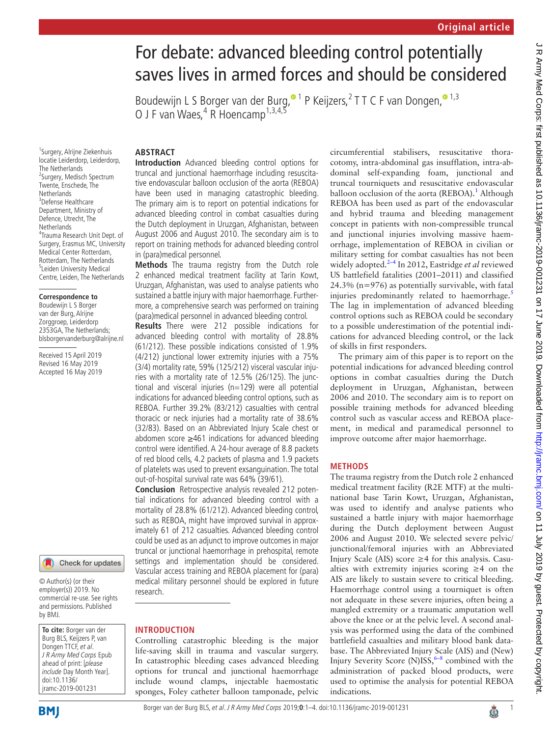Original article

# For debate: advanced bleeding control potentially saves lives in armed forces and should be considered

Boudewijn L S Borger van der Burg,[1] P Keijzers,[2] T T C F van Dongen,[1,3] O J F van Waes,[4] R Hoencamp[1,3,4,5]

[1]Surgery, Alrijne Ziekenhuis locatie Leiderdorp, Leiderdorp, The Netherlands
[2]Surgery, Medisch Spectrum Twente, Enschede, The Netherlands
[3]Defense Healthcare Department, Ministry of Defence, Utrecht, The Netherlands
[4]Trauma Research Unit Dept. of Surgery, Erasmus MC, University Medical Center Rotterdam, Rotterdam, The Netherlands
[5]Leiden University Medical Centre, Leiden, The Netherlands

**Correspondence to**
Boudewijn L S Borger van der Burg, Alrijne Zorggroep, Leiderdorp 2353GA, The Netherlands; blsborgervanderburg@alrijne.nl

Received 15 April 2019
Revised 16 May 2019
Accepted 16 May 2019

© Author(s) (or their employer(s)) 2019. No commercial re-use. See rights and permissions. Published by BMJ.

**To cite:** Borger van der Burg BLS, Keijzers P, van Dongen TTCF, *et al*. *J R Army Med Corps* Epub ahead of print: [*please include* Day Month Year]. doi:10.1136/jramc-2019-001231

## ABSTRACT

**Introduction** Advanced bleeding control options for truncal and junctional haemorrhage including resuscitative endovascular balloon occlusion of the aorta (REBOA) have been used in managing catastrophic bleeding. The primary aim is to report on potential indications for advanced bleeding control in combat casualties during the Dutch deployment in Uruzgan, Afghanistan, between August 2006 and August 2010. The secondary aim is to report on training methods for advanced bleeding control in (para)medical personnel.

**Methods** The trauma registry from the Dutch role 2 enhanced medical treatment facility at Tarin Kowt, Uruzgan, Afghanistan, was used to analyse patients who sustained a battle injury with major haemorrhage. Furthermore, a comprehensive search was performed on training (para)medical personnel in advanced bleeding control.

**Results** There were 212 possible indications for advanced bleeding control with mortality of 28.8% (61/212). These possible indications consisted of 1.9% (4/212) junctional lower extremity injuries with a 75% (3/4) mortality rate, 59% (125/212) visceral vascular injuries with a mortality rate of 12.5% (26/125). The junctional and visceral injuries (n=129) were all potential indications for advanced bleeding control options, such as REBOA. Further 39.2% (83/212) casualties with central thoracic or neck injuries had a mortality rate of 38.6% (32/83). Based on an Abbreviated Injury Scale chest or abdomen score ≥461 indications for advanced bleeding control were identified. A 24-hour average of 8.8 packets of red blood cells, 4.2 packets of plasma and 1.9 packets of platelets was used to prevent exsanguination. The total out-of-hospital survival rate was 64% (39/61).

**Conclusion** Retrospective analysis revealed 212 potential indications for advanced bleeding control with a mortality of 28.8% (61/212). Advanced bleeding control, such as REBOA, might have improved survival in approximately 61 of 212 casualties. Advanced bleeding control could be used as an adjunct to improve outcomes in major truncal or junctional haemorrhage in prehospital, remote settings and implementation should be considered. Vascular access training and REBOA placement for (para)medical military personnel should be explored in future research.

## INTRODUCTION

Controlling catastrophic bleeding is the major life-saving skill in trauma and vascular surgery. In catastrophic bleeding cases advanced bleeding options for truncal and junctional haemorrhage include wound clamps, injectable haemostatic sponges, Foley catheter balloon tamponade, pelvic circumferential stabilisers, resuscitative thoracotomy, intra-abdominal gas insufflation, intra-abdominal self-expanding foam, junctional and truncal tourniquets and resuscitative endovascular balloon occlusion of the aorta (REBOA).[1] Although REBOA has been used as part of the endovascular and hybrid trauma and bleeding management concept in patients with non-compressible truncal and junctional injuries involving massive haemorrhage, implementation of REBOA in civilian or military setting for combat casualties has not been widely adopted.[2–4] In 2012, Eastridge *et al* reviewed US battlefield fatalities (2001–2011) and classified 24.3% (n=976) as potentially survivable, with fatal injuries predominantly related to haemorrhage.[5] The lag in implementation of advanced bleeding control options such as REBOA could be secondary to a possible underestimation of the potential indications for advanced bleeding control, or the lack of skills in first responders.

The primary aim of this paper is to report on the potential indications for advanced bleeding control options in combat casualties during the Dutch deployment in Uruzgan, Afghanistan, between 2006 and 2010. The secondary aim is to report on possible training methods for advanced bleeding control such as vascular access and REBOA placement, in medical and paramedical personnel to improve outcome after major haemorrhage.

## METHODS

The trauma registry from the Dutch role 2 enhanced medical treatment facility (R2E MTF) at the multinational base Tarin Kowt, Uruzgan, Afghanistan, was used to identify and analyse patients who sustained a battle injury with major haemorrhage during the Dutch deployment between August 2006 and August 2010. We selected severe pelvic/junctional/femoral injuries with an Abbreviated Injury Scale (AIS) score ≥4 for this analysis. Casualties with extremity injuries scoring ≥4 on the AIS are likely to sustain severe to critical bleeding. Haemorrhage control using a tourniquet is often not adequate in these severe injuries, often being a mangled extremity or a traumatic amputation well above the knee or at the pelvic level. A second analysis was performed using the data of the combined battlefield casualties and military blood bank database. The Abbreviated Injury Scale (AIS) and (New) Injury Severity Score (N)ISS,[6–8] combined with the administration of packed blood products, were used to optimise the analysis for potential REBOA indications.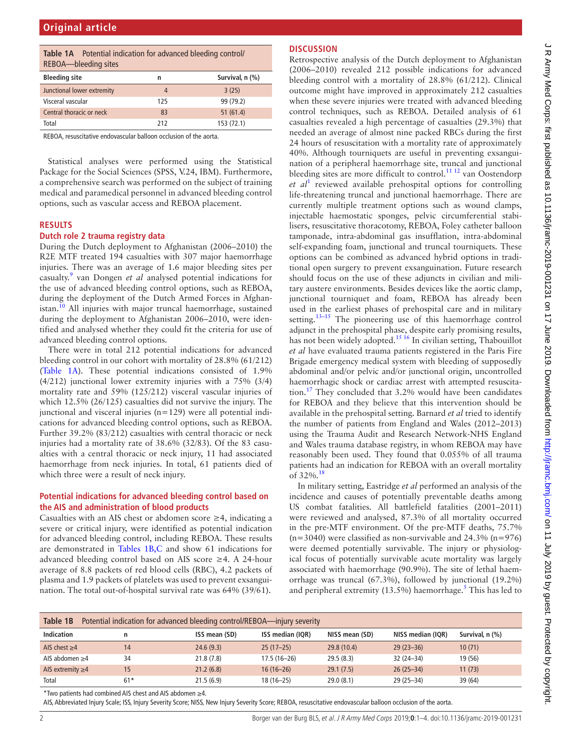**Table 1A** Potential indication for advanced bleeding control/REBOA—bleeding sites

| Bleeding site | n | Survival, n (%) |
|---|---|---|
| Junctional lower extremity | 4 | 3 (25) |
| Visceral vascular | 125 | 99 (79.2) |
| Central thoracic or neck | 83 | 51 (61.4) |
| Total | 212 | 153 (72.1) |

REBOA, resuscitative endovascular balloon occlusion of the aorta.

Statistical analyses were performed using the Statistical Package for the Social Sciences (SPSS, V.24, IBM). Furthermore, a comprehensive search was performed on the subject of training medical and paramedical personnel in advanced bleeding control options, such as vascular access and REBOA placement.

## RESULTS

### Dutch role 2 trauma registry data

During the Dutch deployment to Afghanistan (2006–2010) the R2E MTF treated 194 casualties with 307 major haemorrhage injuries. There was an average of 1.6 major bleeding sites per casualty.[9] van Dongen *et al* analysed potential indications for the use of advanced bleeding control options, such as REBOA, during the deployment of the Dutch Armed Forces in Afghanistan.[10] All injuries with major truncal haemorrhage, sustained during the deployment to Afghanistan 2006–2010, were identified and analysed whether they could fit the criteria for use of advanced bleeding control options.

There were in total 212 potential indications for advanced bleeding control in our cohort with mortality of 28.8% (61/212) (Table 1A). These potential indications consisted of 1.9% (4/212) junctional lower extremity injuries with a 75% (3/4) mortality rate and 59% (125/212) visceral vascular injuries of which 12.5% (26/125) casualties did not survive the injury. The junctional and visceral injuries (n=129) were all potential indications for advanced bleeding control options, such as REBOA. Further 39.2% (83/212) casualties with central thoracic or neck injuries had a mortality rate of 38.6% (32/83). Of the 83 casualties with a central thoracic or neck injury, 11 had associated haemorrhage from neck injuries. In total, 61 patients died of which three were a result of neck injury.

### Potential indications for advanced bleeding control based on the AIS and administration of blood products

Casualties with an AIS chest or abdomen score ≥4, indicating a severe or critical injury, were identified as potential indication for advanced bleeding control, including REBOA. These results are demonstrated in Tables 1B,C and show 61 indications for advanced bleeding control based on AIS score ≥4. A 24-hour average of 8.8 packets of red blood cells (RBC), 4.2 packets of plasma and 1.9 packets of platelets was used to prevent exsanguination. The total out-of-hospital survival rate was 64% (39/61).

## DISCUSSION

Retrospective analysis of the Dutch deployment to Afghanistan (2006–2010) revealed 212 possible indications for advanced bleeding control with a mortality of 28.8% (61/212). Clinical outcome might have improved in approximately 212 casualties when these severe injuries were treated with advanced bleeding control techniques, such as REBOA. Detailed analysis of 61 casualties revealed a high percentage of casualties (29.3%) that needed an average of almost nine packed RBCs during the first 24 hours of resuscitation with a mortality rate of approximately 40%. Although tourniquets are useful in preventing exsanguination of a peripheral haemorrhage site, truncal and junctional bleeding sites are more difficult to control.[11 12] van Oostendorp *et al*[1] reviewed available prehospital options for controlling life-threatening truncal and junctional haemorrhage. There are currently multiple treatment options such as wound clamps, injectable haemostatic sponges, pelvic circumferential stabilisers, resuscitative thoracotomy, REBOA, Foley catheter balloon tamponade, intra-abdominal gas insufflation, intra-abdominal self-expanding foam, junctional and truncal tourniquets. These options can be combined as advanced hybrid options in traditional open surgery to prevent exsanguination. Future research should focus on the use of these adjuncts in civilian and military austere environments. Besides devices like the aortic clamp, junctional tourniquet and foam, REBOA has already been used in the earliest phases of prehospital care and in military setting.[13–15] The pioneering use of this haemorrhage control adjunct in the prehospital phase, despite early promising results, has not been widely adopted.[15 16] In civilian setting, Thabouillot *et al* have evaluated trauma patients registered in the Paris Fire Brigade emergency medical system with bleeding of supposedly abdominal and/or pelvic and/or junctional origin, uncontrolled haemorrhagic shock or cardiac arrest with attempted resuscitation.[17] They concluded that 3.2% would have been candidates for REBOA and they believe that this intervention should be available in the prehospital setting. Barnard *et al* tried to identify the number of patients from England and Wales (2012–2013) using the Trauma Audit and Research Network-NHS England and Wales trauma database registry, in whom REBOA may have reasonably been used. They found that 0.055% of all trauma patients had an indication for REBOA with an overall mortality of 32%.[18]

In military setting, Eastridge *et al* performed an analysis of the incidence and causes of potentially preventable deaths among US combat fatalities. All battlefield fatalities (2001–2011) were reviewed and analysed, 87.3% of all mortality occurred in the pre-MTF environment. Of the pre-MTF deaths, 75.7% (n=3040) were classified as non-survivable and 24.3% (n=976) were deemed potentially survivable. The injury or physiological focus of potentially survivable acute mortality was largely associated with haemorrhage (90.9%). The site of lethal haemorrhage was truncal (67.3%), followed by junctional (19.2%) and peripheral extremity (13.5%) haemorrhage.[5] This has led to

**Table 1B** Potential indication for advanced bleeding control/REBOA—injury severity

| Indication | n | ISS mean (SD) | ISS median (IQR) | NISS mean (SD) | NISS median (IQR) | Survival, n (%) |
|---|---|---|---|---|---|---|
| AIS chest ≥4 | 14 | 24.6 (9.3) | 25 (17–25) | 29.8 (10.4) | 29 (23–36) | 10 (71) |
| AIS abdomen ≥4 | 34 | 21.8 (7.8) | 17.5 (16–26) | 29.5 (8.3) | 32 (24–34) | 19 (56) |
| AIS extremity ≥4 | 15 | 21.2 (6.8) | 16 (16–26) | 29.1 (7.5) | 26 (25–34) | 11 (73) |
| Total | 61* | 21.5 (6.9) | 18 (16–25) | 29.0 (8.1) | 29 (25–34) | 39 (64) |

*Two patients had combined AIS chest and AIS abdomen ≥4.

AIS, Abbreviated Injury Scale; ISS, Injury Severity Score; NISS, New Injury Severity Score; REBOA, resuscitative endovascular balloon occlusion of the aorta.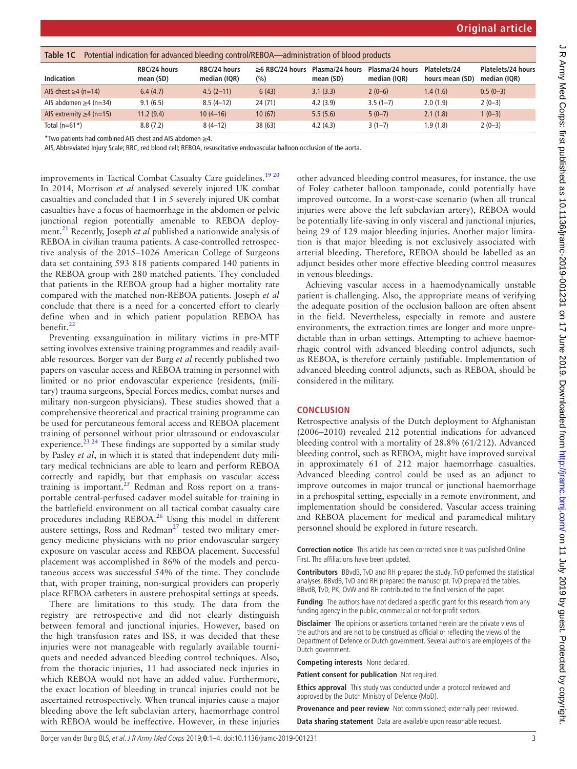**Table 1C** Potential indication for advanced bleeding control/REBOA—administration of blood products

| Indication | RBC/24 hours mean (SD) | RBC/24 hours median (IQR) | ≥6 RBC/24 hours (%) | Plasma/24 hours mean (SD) | Plasma/24 hours median (IQR) | Platelets/24 hours mean (SD) | Platelets/24 hours median (IQR) |
|---|---|---|---|---|---|---|---|
| AIS chest ≥4 (n=14) | 6.4 (4.7) | 4.5 (2–11) | 6 (43) | 3.1 (3.3) | 2 (0–6) | 1.4 (1.6) | 0.5 (0–3) |
| AIS abdomen ≥4 (n=34) | 9.1 (6.5) | 8.5 (4–12) | 24 (71) | 4.2 (3.9) | 3.5 (1–7) | 2.0 (1.9) | 2 (0–3) |
| AIS extremity ≥4 (n=15) | 11.2 (9.4) | 10 (4–16) | 10 (67) | 5.5 (5.6) | 5 (0–7) | 2.1 (1.8) | 1 (0–3) |
| Total (n=61*) | 8.8 (7.2) | 8 (4–12) | 38 (63) | 4.2 (4.3) | 3 (1–7) | 1.9 (1.8) | 2 (0–3) |

*Two patients had combined AIS chest and AIS abdomen ≥4.

AIS, Abbreviated Injury Scale; RBC, red blood cell; REBOA, resuscitative endovascular balloon occlusion of the aorta.

improvements in Tactical Combat Casualty Care guidelines.[19 20] In 2014, Morrison *et al* analysed severely injured UK combat casualties and concluded that 1 in 5 severely injured UK combat casualties have a focus of haemorrhage in the abdomen or pelvic junctional region potentially amenable to REBOA deployment.[21] Recently, Joseph *et al* published a nationwide analysis of REBOA in civilian trauma patients. A case-controlled retrospective analysis of the 2015–1026 American College of Surgeons data set containing 593 818 patients compared 140 patients in the REBOA group with 280 matched patients. They concluded that patients in the REBOA group had a higher mortality rate compared with the matched non-REBOA patients. Joseph *et al* conclude that there is a need for a concerted effort to clearly define when and in which patient population REBOA has benefit.[22]

Preventing exsanguination in military victims in pre-MTF setting involves extensive training programmes and readily available resources. Borger van der Burg *et al* recently published two papers on vascular access and REBOA training in personnel with limited or no prior endovascular experience (residents, (military) trauma surgeons, Special Forces medics, combat nurses and military non-surgeon physicians). These studies showed that a comprehensive theoretical and practical training programme can be used for percutaneous femoral access and REBOA placement training of personnel without prior ultrasound or endovascular experience.[23 24] These findings are supported by a similar study by Pasley *et al*, in which it is stated that independent duty military medical technicians are able to learn and perform REBOA correctly and rapidly, but that emphasis on vascular access training is important.[25] Redman and Ross report on a transportable central-perfused cadaver model suitable for training in the battlefield environment on all tactical combat casualty care procedures including REBOA.[26] Using this model in different austere settings, Ross and Redman[27] tested two military emergency medicine physicians with no prior endovascular surgery exposure on vascular access and REBOA placement. Successful placement was accomplished in 86% of the models and percutaneous access was successful 54% of the time. They conclude that, with proper training, non-surgical providers can properly place REBOA catheters in austere prehospital settings at speeds.

There are limitations to this study. The data from the registry are retrospective and did not clearly distinguish between femoral and junctional injuries. However, based on the high transfusion rates and ISS, it was decided that these injuries were not manageable with regularly available tourniquets and needed advanced bleeding control techniques. Also, from the thoracic injuries, 11 had associated neck injuries in which REBOA would not have an added value. Furthermore, the exact location of bleeding in truncal injuries could not be ascertained retrospectively. When truncal injuries cause a major bleeding above the left subclavian artery, haemorrhage control with REBOA would be ineffective. However, in these injuries other advanced bleeding control measures, for instance, the use of Foley catheter balloon tamponade, could potentially have improved outcome. In a worst-case scenario (when all truncal injuries were above the left subclavian artery), REBOA would be potentially life-saving in only visceral and junctional injuries, being 29 of 129 major bleeding injuries. Another major limitation is that major bleeding is not exclusively associated with arterial bleeding. Therefore, REBOA should be labelled as an adjunct besides other more effective bleeding control measures in venous bleedings.

Achieving vascular access in a haemodynamically unstable patient is challenging. Also, the appropriate means of verifying the adequate position of the occlusion balloon are often absent in the field. Nevertheless, especially in remote and austere environments, the extraction times are longer and more unpredictable than in urban settings. Attempting to achieve haemorrhagic control with advanced bleeding control adjuncts, such as REBOA, is therefore certainly justifiable. Implementation of advanced bleeding control adjuncts, such as REBOA, should be considered in the military.

## CONCLUSION

Retrospective analysis of the Dutch deployment to Afghanistan (2006–2010) revealed 212 potential indications for advanced bleeding control with a mortality of 28.8% (61/212). Advanced bleeding control, such as REBOA, might have improved survival in approximately 61 of 212 major haemorrhage casualties. Advanced bleeding control could be used as an adjunct to improve outcomes in major truncal or junctional haemorrhage in a prehospital setting, especially in a remote environment, and implementation should be considered. Vascular access training and REBOA placement for medical and paramedical military personnel should be explored in future research.

**Correction notice** This article has been corrected since it was published Online First. The affiliations have been updated.

**Contributors** BBvdB, TvD and RH prepared the study. TvD performed the statistical analyses. BBvdB, TvD and RH prepared the manuscript. TvD prepared the tables. BBvdB, TvD, PK, OvW and RH contributed to the final version of the paper.

**Funding** The authors have not declared a specific grant for this research from any funding agency in the public, commercial or not-for-profit sectors.

**Disclaimer** The opinions or assertions contained herein are the private views of the authors and are not to be construed as official or reflecting the views of the Department of Defence or Dutch government. Several authors are employees of the Dutch government.

**Competing interests** None declared.

**Patient consent for publication** Not required.

**Ethics approval** This study was conducted under a protocol reviewed and approved by the Dutch Ministry of Defence (MoD).

**Provenance and peer review** Not commissioned; externally peer reviewed.

**Data sharing statement** Data are available upon reasonable request.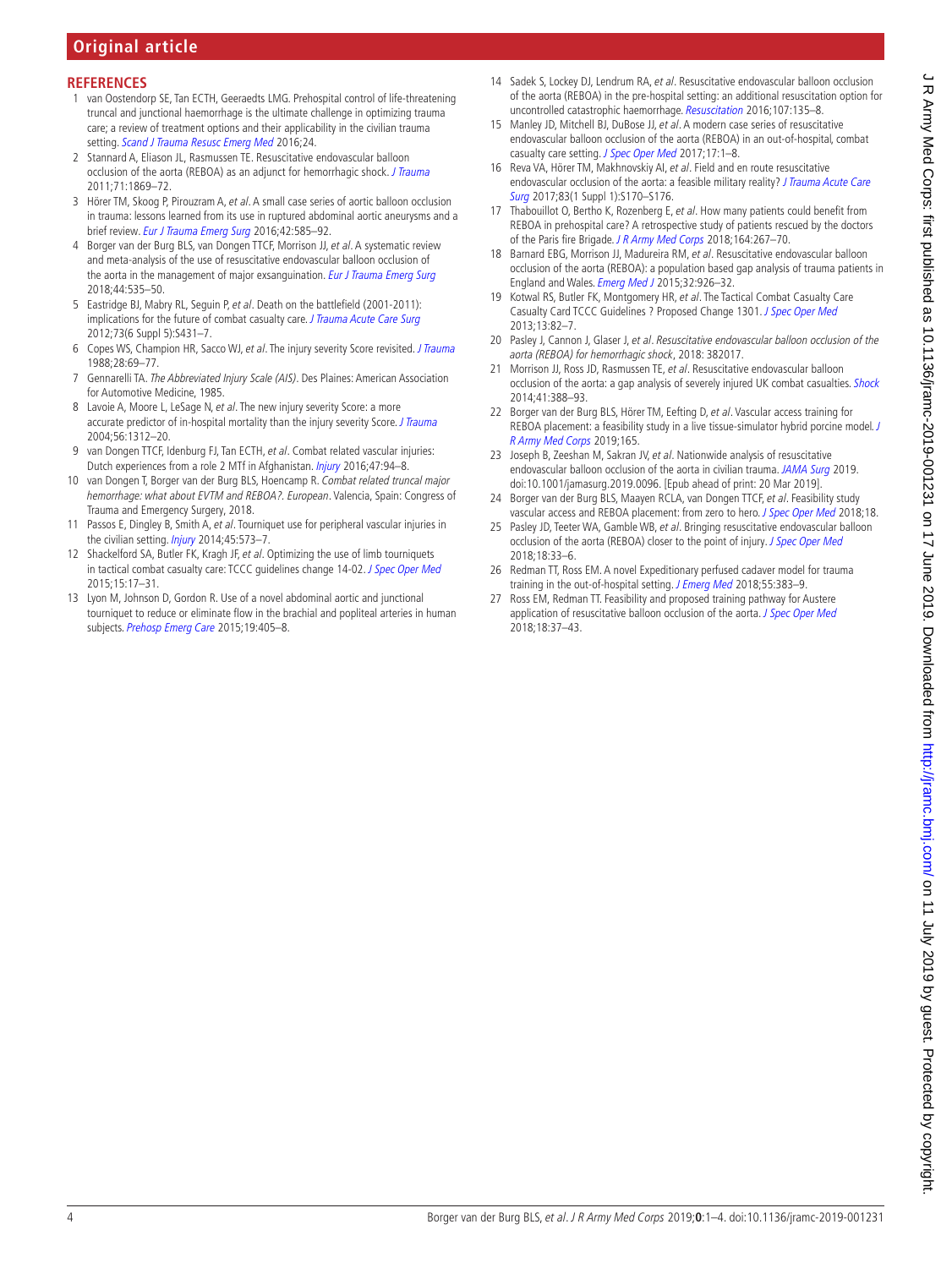## REFERENCES

1. van Oostendorp SE, Tan ECTH, Geeraedts LMG. Prehospital control of life-threatening truncal and junctional haemorrhage is the ultimate challenge in optimizing trauma care; a review of treatment options and their applicability in the civilian trauma setting. *Scand J Trauma Resusc Emerg Med* 2016;24.
2. Stannard A, Eliason JL, Rasmussen TE. Resuscitative endovascular balloon occlusion of the aorta (REBOA) as an adjunct for hemorrhagic shock. *J Trauma* 2011;71:1869–72.
3. Hörer TM, Skoog P, Pirouzram A, *et al*. A small case series of aortic balloon occlusion in trauma: lessons learned from its use in ruptured abdominal aortic aneurysms and a brief review. *Eur J Trauma Emerg Surg* 2016;42:585–92.
4. Borger van der Burg BLS, van Dongen TTCF, Morrison JJ, *et al*. A systematic review and meta-analysis of the use of resuscitative endovascular balloon occlusion of the aorta in the management of major exsanguination. *Eur J Trauma Emerg Surg* 2018;44:535–50.
5. Eastridge BJ, Mabry RL, Seguin P, *et al*. Death on the battlefield (2001-2011): implications for the future of combat casualty care. *J Trauma Acute Care Surg* 2012;73(6 Suppl 5):S431–7.
6. Copes WS, Champion HR, Sacco WJ, *et al*. The injury severity Score revisited. *J Trauma* 1988;28:69–77.
7. Gennarelli TA. *The Abbreviated Injury Scale (AIS)*. Des Plaines: American Association for Automotive Medicine, 1985.
8. Lavoie A, Moore L, LeSage N, *et al*. The new injury severity Score: a more accurate predictor of in-hospital mortality than the injury severity Score. *J Trauma* 2004;56:1312–20.
9. van Dongen TTCF, Idenburg FJ, Tan ECTH, *et al*. Combat related vascular injuries: Dutch experiences from a role 2 MTf in Afghanistan. *Injury* 2016;47:94–8.
10. van Dongen T, Borger van der Burg BLS, Hoencamp R. *Combat related truncal major hemorrhage: what about EVTM and REBOA?*. *European*. Valencia, Spain: Congress of Trauma and Emergency Surgery, 2018.
11. Passos E, Dingley B, Smith A, *et al*. Tourniquet use for peripheral vascular injuries in the civilian setting. *Injury* 2014;45:573–7.
12. Shackelford SA, Butler FK, Kragh JF, *et al*. Optimizing the use of limb tourniquets in tactical combat casualty care: TCCC guidelines change 14-02. *J Spec Oper Med* 2015;15:17–31.
13. Lyon M, Johnson D, Gordon R. Use of a novel abdominal aortic and junctional tourniquet to reduce or eliminate flow in the brachial and popliteal arteries in human subjects. *Prehosp Emerg Care* 2015;19:405–8.
14. Sadek S, Lockey DJ, Lendrum RA, *et al*. Resuscitative endovascular balloon occlusion of the aorta (REBOA) in the pre-hospital setting: an additional resuscitation option for uncontrolled catastrophic haemorrhage. *Resuscitation* 2016;107:135–8.
15. Manley JD, Mitchell BJ, DuBose JJ, *et al*. A modern case series of resuscitative endovascular balloon occlusion of the aorta (REBOA) in an out-of-hospital, combat casualty care setting. *J Spec Oper Med* 2017;17:1–8.
16. Reva VA, Hörer TM, Makhnovskiy AI, *et al*. Field and en route resuscitative endovascular occlusion of the aorta: a feasible military reality? *J Trauma Acute Care Surg* 2017;83(1 Suppl 1):S170–S176.
17. Thabouillot O, Bertho K, Rozenberg E, *et al*. How many patients could benefit from REBOA in prehospital care? A retrospective study of patients rescued by the doctors of the Paris fire Brigade. *J R Army Med Corps* 2018;164:267–70.
18. Barnard EBG, Morrison JJ, Madureira RM, *et al*. Resuscitative endovascular balloon occlusion of the aorta (REBOA): a population based gap analysis of trauma patients in England and Wales. *Emerg Med J* 2015;32:926–32.
19. Kotwal RS, Butler FK, Montgomery HR, *et al*. The Tactical Combat Casualty Care Casualty Card TCCC Guidelines ? Proposed Change 1301. *J Spec Oper Med* 2013;13:82–7.
20. Pasley J, Cannon J, Glaser J, *et al*. *Resuscitative endovascular balloon occlusion of the aorta (REBOA) for hemorrhagic shock*, 2018: 382017.
21. Morrison JJ, Ross JD, Rasmussen TE, *et al*. Resuscitative endovascular balloon occlusion of the aorta: a gap analysis of severely injured UK combat casualties. *Shock* 2014;41:388–93.
22. Borger van der Burg BLS, Hörer TM, Eefting D, *et al*. Vascular access training for REBOA placement: a feasibility study in a live tissue-simulator hybrid porcine model. *J R Army Med Corps* 2019;165.
23. Joseph B, Zeeshan M, Sakran JV, *et al*. Nationwide analysis of resuscitative endovascular balloon occlusion of the aorta in civilian trauma. *JAMA Surg* 2019. doi:10.1001/jamasurg.2019.0096. [Epub ahead of print: 20 Mar 2019].
24. Borger van der Burg BLS, Maayen RCLA, van Dongen TTCF, *et al*. Feasibility study vascular access and REBOA placement: from zero to hero. *J Spec Oper Med* 2018;18.
25. Pasley JD, Teeter WA, Gamble WB, *et al*. Bringing resuscitative endovascular balloon occlusion of the aorta (REBOA) closer to the point of injury. *J Spec Oper Med* 2018;18:33–6.
26. Redman TT, Ross EM. A novel Expeditionary perfused cadaver model for trauma training in the out-of-hospital setting. *J Emerg Med* 2018;55:383–9.
27. Ross EM, Redman TT. Feasibility and proposed training pathway for Austere application of resuscitative balloon occlusion of the aorta. *J Spec Oper Med* 2018;18:37–43.